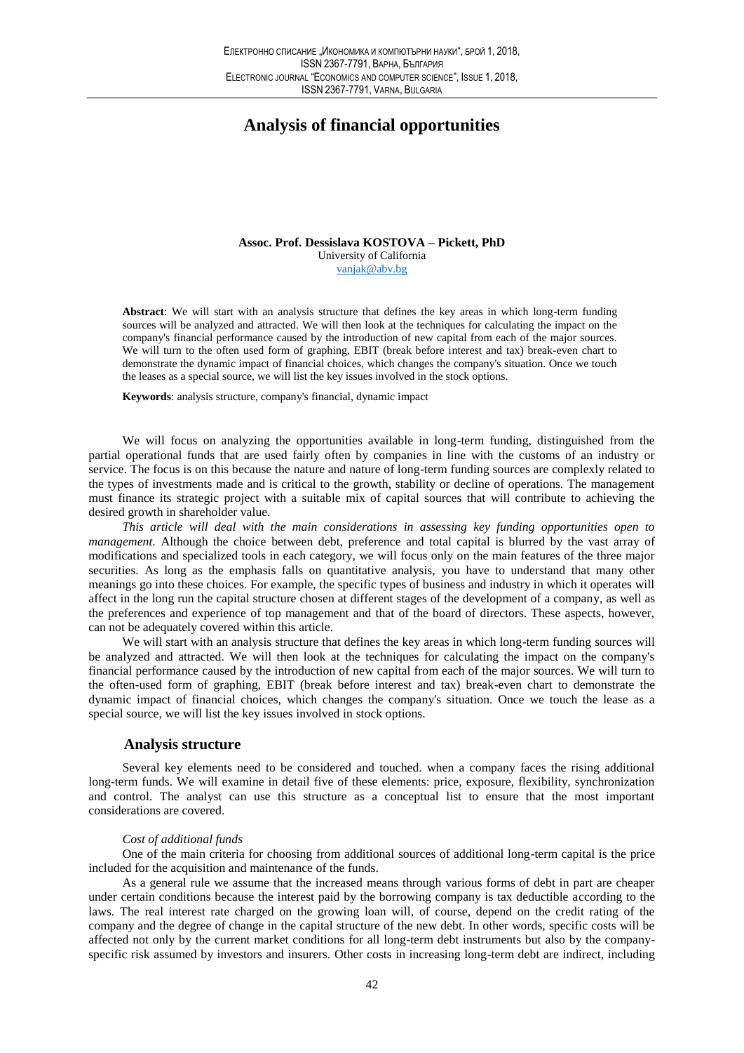# Analysis of financial opportunities

**Assoc. Prof. Dessislava KOSTOVA – Pickett, PhD**
University of California
vanjak@abv.bg

**Abstract**: We will start with an analysis structure that defines the key areas in which long-term funding sources will be analyzed and attracted. We will then look at the techniques for calculating the impact on the company's financial performance caused by the introduction of new capital from each of the major sources. We will turn to the often used form of graphing, EBIT (break before interest and tax) break-even chart to demonstrate the dynamic impact of financial choices, which changes the company's situation. Once we touch the leases as a special source, we will list the key issues involved in the stock options.

**Keywords**: analysis structure, company's financial, dynamic impact

We will focus on analyzing the opportunities available in long-term funding, distinguished from the partial operational funds that are used fairly often by companies in line with the customs of an industry or service. The focus is on this because the nature and nature of long-term funding sources are complexly related to the types of investments made and is critical to the growth, stability or decline of operations. The management must finance its strategic project with a suitable mix of capital sources that will contribute to achieving the desired growth in shareholder value.

*This article will deal with the main considerations in assessing key funding opportunities open to management.* Although the choice between debt, preference and total capital is blurred by the vast array of modifications and specialized tools in each category, we will focus only on the main features of the three major securities. As long as the emphasis falls on quantitative analysis, you have to understand that many other meanings go into these choices. For example, the specific types of business and industry in which it operates will affect in the long run the capital structure chosen at different stages of the development of a company, as well as the preferences and experience of top management and that of the board of directors. These aspects, however, can not be adequately covered within this article.

We will start with an analysis structure that defines the key areas in which long-term funding sources will be analyzed and attracted. We will then look at the techniques for calculating the impact on the company's financial performance caused by the introduction of new capital from each of the major sources. We will turn to the often-used form of graphing, EBIT (break before interest and tax) break-even chart to demonstrate the dynamic impact of financial choices, which changes the company's situation. Once we touch the lease as a special source, we will list the key issues involved in stock options.

## Analysis structure

Several key elements need to be considered and touched. when a company faces the rising additional long-term funds. We will examine in detail five of these elements: price, exposure, flexibility, synchronization and control. The analyst can use this structure as a conceptual list to ensure that the most important considerations are covered.

*Cost of additional funds*

One of the main criteria for choosing from additional sources of additional long-term capital is the price included for the acquisition and maintenance of the funds.

As a general rule we assume that the increased means through various forms of debt in part are cheaper under certain conditions because the interest paid by the borrowing company is tax deductible according to the laws. The real interest rate charged on the growing loan will, of course, depend on the credit rating of the company and the degree of change in the capital structure of the new debt. In other words, specific costs will be affected not only by the current market conditions for all long-term debt instruments but also by the company-specific risk assumed by investors and insurers. Other costs in increasing long-term debt are indirect, including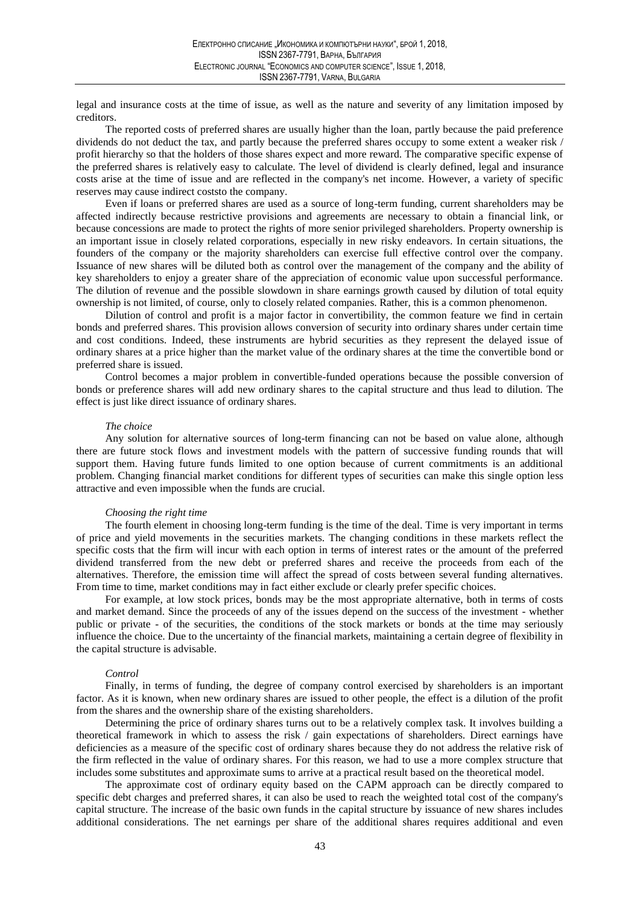legal and insurance costs at the time of issue, as well as the nature and severity of any limitation imposed by creditors.

The reported costs of preferred shares are usually higher than the loan, partly because the paid preference dividends do not deduct the tax, and partly because the preferred shares occupy to some extent a weaker risk / profit hierarchy so that the holders of those shares expect and more reward. The comparative specific expense of the preferred shares is relatively easy to calculate. The level of dividend is clearly defined, legal and insurance costs arise at the time of issue and are reflected in the company's net income. However, a variety of specific reserves may cause indirect coststo the company.

Even if loans or preferred shares are used as a source of long-term funding, current shareholders may be affected indirectly because restrictive provisions and agreements are necessary to obtain a financial link, or because concessions are made to protect the rights of more senior privileged shareholders. Property ownership is an important issue in closely related corporations, especially in new risky endeavors. In certain situations, the founders of the company or the majority shareholders can exercise full effective control over the company. Issuance of new shares will be diluted both as control over the management of the company and the ability of key shareholders to enjoy a greater share of the appreciation of economic value upon successful performance. The dilution of revenue and the possible slowdown in share earnings growth caused by dilution of total equity ownership is not limited, of course, only to closely related companies. Rather, this is a common phenomenon.

Dilution of control and profit is a major factor in convertibility, the common feature we find in certain bonds and preferred shares. This provision allows conversion of security into ordinary shares under certain time and cost conditions. Indeed, these instruments are hybrid securities as they represent the delayed issue of ordinary shares at a price higher than the market value of the ordinary shares at the time the convertible bond or preferred share is issued.

Control becomes a major problem in convertible-funded operations because the possible conversion of bonds or preference shares will add new ordinary shares to the capital structure and thus lead to dilution. The effect is just like direct issuance of ordinary shares.

*The choice*

Any solution for alternative sources of long-term financing can not be based on value alone, although there are future stock flows and investment models with the pattern of successive funding rounds that will support them. Having future funds limited to one option because of current commitments is an additional problem. Changing financial market conditions for different types of securities can make this single option less attractive and even impossible when the funds are crucial.

*Choosing the right time*

The fourth element in choosing long-term funding is the time of the deal. Time is very important in terms of price and yield movements in the securities markets. The changing conditions in these markets reflect the specific costs that the firm will incur with each option in terms of interest rates or the amount of the preferred dividend transferred from the new debt or preferred shares and receive the proceeds from each of the alternatives. Therefore, the emission time will affect the spread of costs between several funding alternatives. From time to time, market conditions may in fact either exclude or clearly prefer specific choices.

For example, at low stock prices, bonds may be the most appropriate alternative, both in terms of costs and market demand. Since the proceeds of any of the issues depend on the success of the investment - whether public or private - of the securities, the conditions of the stock markets or bonds at the time may seriously influence the choice. Due to the uncertainty of the financial markets, maintaining a certain degree of flexibility in the capital structure is advisable.

*Control*

Finally, in terms of funding, the degree of company control exercised by shareholders is an important factor. As it is known, when new ordinary shares are issued to other people, the effect is a dilution of the profit from the shares and the ownership share of the existing shareholders.

Determining the price of ordinary shares turns out to be a relatively complex task. It involves building a theoretical framework in which to assess the risk / gain expectations of shareholders. Direct earnings have deficiencies as a measure of the specific cost of ordinary shares because they do not address the relative risk of the firm reflected in the value of ordinary shares. For this reason, we had to use a more complex structure that includes some substitutes and approximate sums to arrive at a practical result based on the theoretical model.

The approximate cost of ordinary equity based on the CAPM approach can be directly compared to specific debt charges and preferred shares, it can also be used to reach the weighted total cost of the company's capital structure. The increase of the basic own funds in the capital structure by issuance of new shares includes additional considerations. The net earnings per share of the additional shares requires additional and even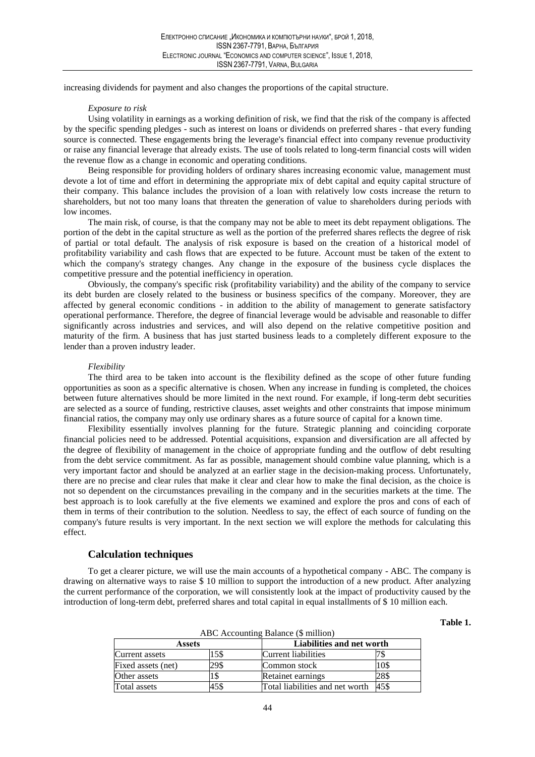increasing dividends for payment and also changes the proportions of the capital structure.

*Exposure to risk*

Using volatility in earnings as a working definition of risk, we find that the risk of the company is affected by the specific spending pledges - such as interest on loans or dividends on preferred shares - that every funding source is connected. These engagements bring the leverage's financial effect into company revenue productivity or raise any financial leverage that already exists. The use of tools related to long-term financial costs will widen the revenue flow as a change in economic and operating conditions.

Being responsible for providing holders of ordinary shares increasing economic value, management must devote a lot of time and effort in determining the appropriate mix of debt capital and equity capital structure of their company. This balance includes the provision of a loan with relatively low costs increase the return to shareholders, but not too many loans that threaten the generation of value to shareholders during periods with low incomes.

The main risk, of course, is that the company may not be able to meet its debt repayment obligations. The portion of the debt in the capital structure as well as the portion of the preferred shares reflects the degree of risk of partial or total default. The analysis of risk exposure is based on the creation of a historical model of profitability variability and cash flows that are expected to be future. Account must be taken of the extent to which the company's strategy changes. Any change in the exposure of the business cycle displaces the competitive pressure and the potential inefficiency in operation.

Obviously, the company's specific risk (profitability variability) and the ability of the company to service its debt burden are closely related to the business or business specifics of the company. Moreover, they are affected by general economic conditions - in addition to the ability of management to generate satisfactory operational performance. Therefore, the degree of financial leverage would be advisable and reasonable to differ significantly across industries and services, and will also depend on the relative competitive position and maturity of the firm. A business that has just started business leads to a completely different exposure to the lender than a proven industry leader.

*Flexibility*

The third area to be taken into account is the flexibility defined as the scope of other future funding opportunities as soon as a specific alternative is chosen. When any increase in funding is completed, the choices between future alternatives should be more limited in the next round. For example, if long-term debt securities are selected as a source of funding, restrictive clauses, asset weights and other constraints that impose minimum financial ratios, the company may only use ordinary shares as a future source of capital for a known time.

Flexibility essentially involves planning for the future. Strategic planning and coinciding corporate financial policies need to be addressed. Potential acquisitions, expansion and diversification are all affected by the degree of flexibility of management in the choice of appropriate funding and the outflow of debt resulting from the debt service commitment. As far as possible, management should combine value planning, which is a very important factor and should be analyzed at an earlier stage in the decision-making process. Unfortunately, there are no precise and clear rules that make it clear and clear how to make the final decision, as the choice is not so dependent on the circumstances prevailing in the company and in the securities markets at the time. The best approach is to look carefully at the five elements we examined and explore the pros and cons of each of them in terms of their contribution to the solution. Needless to say, the effect of each source of funding on the company's future results is very important. In the next section we will explore the methods for calculating this effect.

## Calculation techniques

To get a clearer picture, we will use the main accounts of a hypothetical company - ABC. The company is drawing on alternative ways to raise $ 10 million to support the introduction of a new product. After analyzing the current performance of the corporation, we will consistently look at the impact of productivity caused by the introduction of long-term debt, preferred shares and total capital in equal installments of $ 10 million each.

**Table 1.**

ABC Accounting Balance ($ million)

| Assets | | Liabilities and net worth | |
|---|---|---|---|
| Current assets | 15$ | Current liabilities | 7$ |
| Fixed assets (net) | 29$ | Common stock | 10$ |
| Other assets | 1$ | Retainet earnings | 28$ |
| Total assets | 45$ | Total liabilities and net worth | 45$ |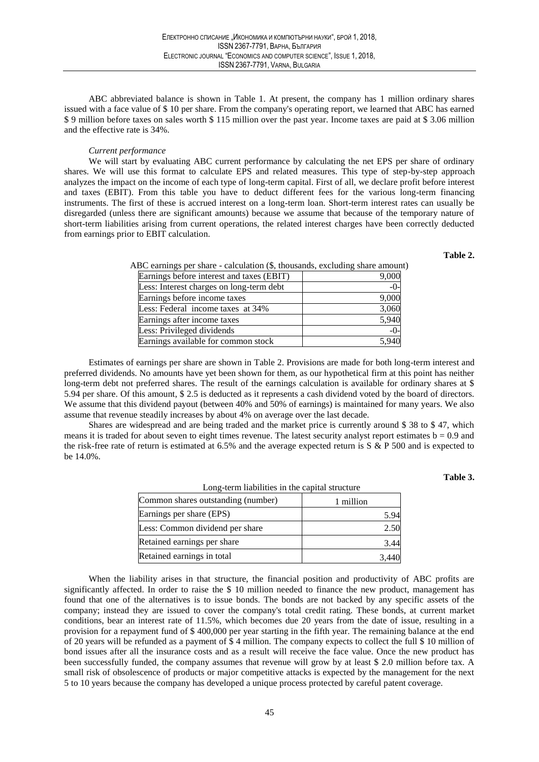ABC abbreviated balance is shown in Table 1. At present, the company has 1 million ordinary shares issued with a face value of $ 10 per share. From the company's operating report, we learned that ABC has earned $ 9 million before taxes on sales worth $ 115 million over the past year. Income taxes are paid at $ 3.06 million and the effective rate is 34%.

*Current performance*

We will start by evaluating ABC current performance by calculating the net EPS per share of ordinary shares. We will use this format to calculate EPS and related measures. This type of step-by-step approach analyzes the impact on the income of each type of long-term capital. First of all, we declare profit before interest and taxes (EBIT). From this table you have to deduct different fees for the various long-term financing instruments. The first of these is accrued interest on a long-term loan. Short-term interest rates can usually be disregarded (unless there are significant amounts) because we assume that because of the temporary nature of short-term liabilities arising from current operations, the related interest charges have been correctly deducted from earnings prior to EBIT calculation.

**Table 2.**

ABC earnings per share - calculation ($, thousands, excluding share amount)

| | |
|---|---|
| Earnings before interest and taxes (EBIT) | 9,000 |
| Less: Interest charges on long-term debt | -0- |
| Earnings before income taxes | 9,000 |
| Less: Federal income taxes at 34% | 3,060 |
| Earnings after income taxes | 5,940 |
| Less: Privileged dividends | -0- |
| Earnings available for common stock | 5,940 |

Estimates of earnings per share are shown in Table 2. Provisions are made for both long-term interest and preferred dividends. No amounts have yet been shown for them, as our hypothetical firm at this point has neither long-term debt not preferred shares. The result of the earnings calculation is available for ordinary shares at $ 5.94 per share. Of this amount, $ 2.5 is deducted as it represents a cash dividend voted by the board of directors. We assume that this dividend payout (between 40% and 50% of earnings) is maintained for many years. We also assume that revenue steadily increases by about 4% on average over the last decade.

Shares are widespread and are being traded and the market price is currently around $ 38 to $ 47, which means it is traded for about seven to eight times revenue. The latest security analyst report estimates b = 0.9 and the risk-free rate of return is estimated at 6.5% and the average expected return is S & P 500 and is expected to be 14.0%.

**Table 3.**

Long-term liabilities in the capital structure

| | |
|---|---|
| Common shares outstanding (number) | 1 million |
| Earnings per share (EPS) | 5.94 |
| Less: Common dividend per share | 2.50 |
| Retained earnings per share | 3.44 |
| Retained earnings in total | 3,440 |

When the liability arises in that structure, the financial position and productivity of ABC profits are significantly affected. In order to raise the $ 10 million needed to finance the new product, management has found that one of the alternatives is to issue bonds. The bonds are not backed by any specific assets of the company; instead they are issued to cover the company's total credit rating. These bonds, at current market conditions, bear an interest rate of 11.5%, which becomes due 20 years from the date of issue, resulting in a provision for a repayment fund of $ 400,000 per year starting in the fifth year. The remaining balance at the end of 20 years will be refunded as a payment of $ 4 million. The company expects to collect the full $ 10 million of bond issues after all the insurance costs and as a result will receive the face value. Once the new product has been successfully funded, the company assumes that revenue will grow by at least $ 2.0 million before tax. A small risk of obsolescence of products or major competitive attacks is expected by the management for the next 5 to 10 years because the company has developed a unique process protected by careful patent coverage.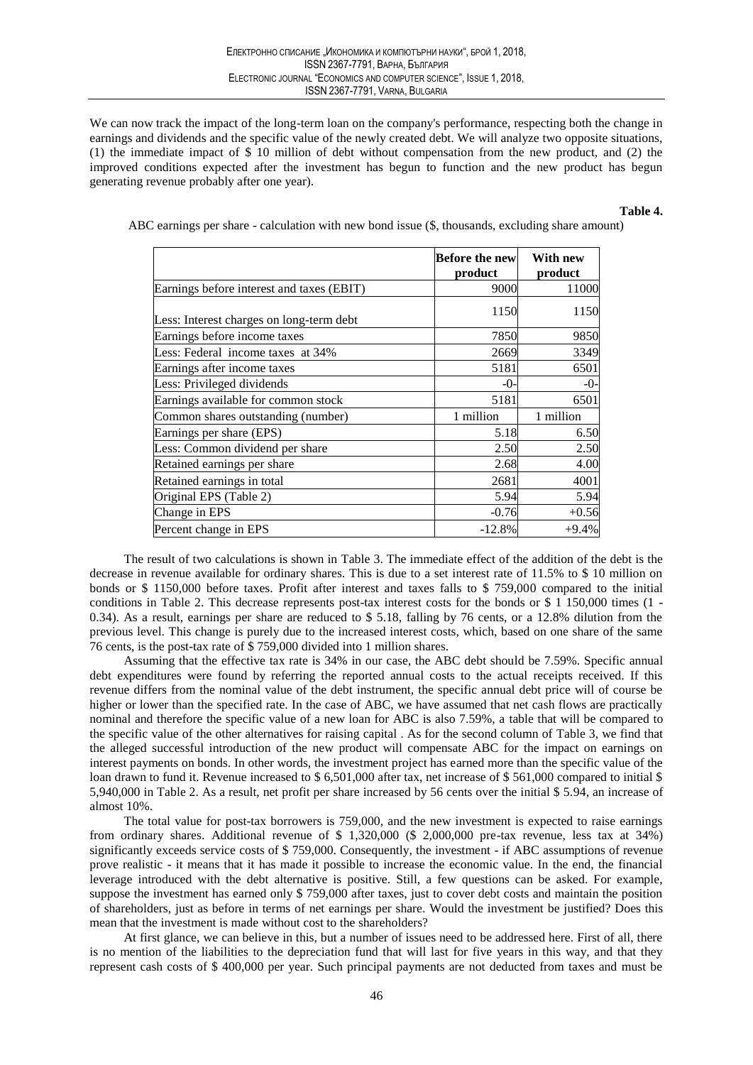We can now track the impact of the long-term loan on the company's performance, respecting both the change in earnings and dividends and the specific value of the newly created debt. We will analyze two opposite situations, (1) the immediate impact of $ 10 million of debt without compensation from the new product, and (2) the improved conditions expected after the investment has begun to function and the new product has begun generating revenue probably after one year).

**Table 4.**

ABC earnings per share - calculation with new bond issue ($, thousands, excluding share amount)

| | **Before the new product** | **With new product** |
|---|---|---|
| Earnings before interest and taxes (EBIT) | 9000 | 11000 |
| Less: Interest charges on long-term debt | 1150 | 1150 |
| Earnings before income taxes | 7850 | 9850 |
| Less: Federal income taxes at 34% | 2669 | 3349 |
| Earnings after income taxes | 5181 | 6501 |
| Less: Privileged dividends | -0- | -0- |
| Earnings available for common stock | 5181 | 6501 |
| Common shares outstanding (number) | 1 million | 1 million |
| Earnings per share (EPS) | 5.18 | 6.50 |
| Less: Common dividend per share | 2.50 | 2.50 |
| Retained earnings per share | 2.68 | 4.00 |
| Retained earnings in total | 2681 | 4001 |
| Original EPS (Table 2) | 5.94 | 5.94 |
| Change in EPS | -0.76 | +0.56 |
| Percent change in EPS | -12.8% | +9.4% |

The result of two calculations is shown in Table 3. The immediate effect of the addition of the debt is the decrease in revenue available for ordinary shares. This is due to a set interest rate of 11.5% to $ 10 million on bonds or $ 1150,000 before taxes. Profit after interest and taxes falls to $ 759,000 compared to the initial conditions in Table 2. This decrease represents post-tax interest costs for the bonds or $ 1 150,000 times (1 - 0.34). As a result, earnings per share are reduced to $ 5.18, falling by 76 cents, or a 12.8% dilution from the previous level. This change is purely due to the increased interest costs, which, based on one share of the same 76 cents, is the post-tax rate of $ 759,000 divided into 1 million shares.

Assuming that the effective tax rate is 34% in our case, the ABC debt should be 7.59%. Specific annual debt expenditures were found by referring the reported annual costs to the actual receipts received. If this revenue differs from the nominal value of the debt instrument, the specific annual debt price will of course be higher or lower than the specified rate. In the case of ABC, we have assumed that net cash flows are practically nominal and therefore the specific value of a new loan for ABC is also 7.59%, a table that will be compared to the specific value of the other alternatives for raising capital . As for the second column of Table 3, we find that the alleged successful introduction of the new product will compensate ABC for the impact on earnings on interest payments on bonds. In other words, the investment project has earned more than the specific value of the loan drawn to fund it. Revenue increased to $ 6,501,000 after tax, net increase of $ 561,000 compared to initial $ 5,940,000 in Table 2. As a result, net profit per share increased by 56 cents over the initial $ 5.94, an increase of almost 10%.

The total value for post-tax borrowers is 759,000, and the new investment is expected to raise earnings from ordinary shares. Additional revenue of $ 1,320,000 ($ 2,000,000 pre-tax revenue, less tax at 34%) significantly exceeds service costs of $ 759,000. Consequently, the investment - if ABC assumptions of revenue prove realistic - it means that it has made it possible to increase the economic value. In the end, the financial leverage introduced with the debt alternative is positive. Still, a few questions can be asked. For example, suppose the investment has earned only $ 759,000 after taxes, just to cover debt costs and maintain the position of shareholders, just as before in terms of net earnings per share. Would the investment be justified? Does this mean that the investment is made without cost to the shareholders?

At first glance, we can believe in this, but a number of issues need to be addressed here. First of all, there is no mention of the liabilities to the depreciation fund that will last for five years in this way, and that they represent cash costs of $ 400,000 per year. Such principal payments are not deducted from taxes and must be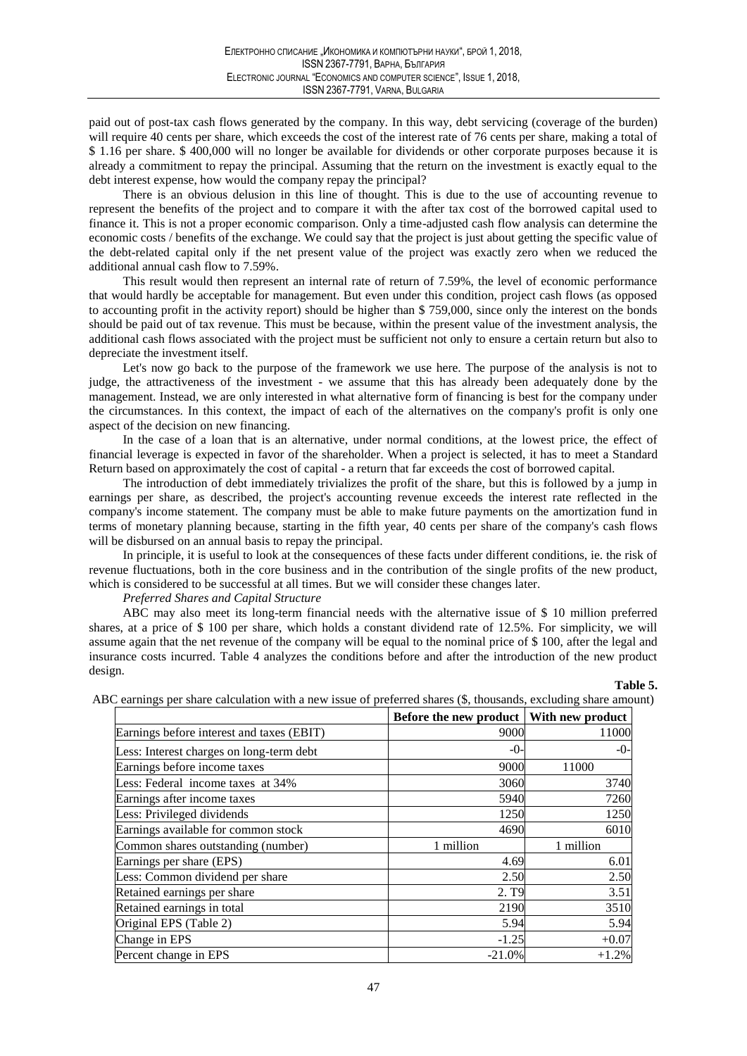paid out of post-tax cash flows generated by the company. In this way, debt servicing (coverage of the burden) will require 40 cents per share, which exceeds the cost of the interest rate of 76 cents per share, making a total of $ 1.16 per share. $ 400,000 will no longer be available for dividends or other corporate purposes because it is already a commitment to repay the principal. Assuming that the return on the investment is exactly equal to the debt interest expense, how would the company repay the principal?

There is an obvious delusion in this line of thought. This is due to the use of accounting revenue to represent the benefits of the project and to compare it with the after tax cost of the borrowed capital used to finance it. This is not a proper economic comparison. Only a time-adjusted cash flow analysis can determine the economic costs / benefits of the exchange. We could say that the project is just about getting the specific value of the debt-related capital only if the net present value of the project was exactly zero when we reduced the additional annual cash flow to 7.59%.

This result would then represent an internal rate of return of 7.59%, the level of economic performance that would hardly be acceptable for management. But even under this condition, project cash flows (as opposed to accounting profit in the activity report) should be higher than $ 759,000, since only the interest on the bonds should be paid out of tax revenue. This must be because, within the present value of the investment analysis, the additional cash flows associated with the project must be sufficient not only to ensure a certain return but also to depreciate the investment itself.

Let's now go back to the purpose of the framework we use here. The purpose of the analysis is not to judge, the attractiveness of the investment - we assume that this has already been adequately done by the management. Instead, we are only interested in what alternative form of financing is best for the company under the circumstances. In this context, the impact of each of the alternatives on the company's profit is only one aspect of the decision on new financing.

In the case of a loan that is an alternative, under normal conditions, at the lowest price, the effect of financial leverage is expected in favor of the shareholder. When a project is selected, it has to meet a Standard Return based on approximately the cost of capital - a return that far exceeds the cost of borrowed capital.

The introduction of debt immediately trivializes the profit of the share, but this is followed by a jump in earnings per share, as described, the project's accounting revenue exceeds the interest rate reflected in the company's income statement. The company must be able to make future payments on the amortization fund in terms of monetary planning because, starting in the fifth year, 40 cents per share of the company's cash flows will be disbursed on an annual basis to repay the principal.

In principle, it is useful to look at the consequences of these facts under different conditions, ie. the risk of revenue fluctuations, both in the core business and in the contribution of the single profits of the new product, which is considered to be successful at all times. But we will consider these changes later.

*Preferred Shares and Capital Structure*

ABC may also meet its long-term financial needs with the alternative issue of $ 10 million preferred shares, at a price of $ 100 per share, which holds a constant dividend rate of 12.5%. For simplicity, we will assume again that the net revenue of the company will be equal to the nominal price of $ 100, after the legal and insurance costs incurred. Table 4 analyzes the conditions before and after the introduction of the new product design.

**Table 5.**

ABC earnings per share calculation with a new issue of preferred shares ($, thousands, excluding share amount)

| | Before the new product | With new product |
|---|---|---|
| Earnings before interest and taxes (EBIT) | 9000 | 11000 |
| Less: Interest charges on long-term debt | -0- | -0- |
| Earnings before income taxes | 9000 | 11000 |
| Less: Federal income taxes at 34% | 3060 | 3740 |
| Earnings after income taxes | 5940 | 7260 |
| Less: Privileged dividends | 1250 | 1250 |
| Earnings available for common stock | 4690 | 6010 |
| Common shares outstanding (number) | 1 million | 1 million |
| Earnings per share (EPS) | 4.69 | 6.01 |
| Less: Common dividend per share | 2.50 | 2.50 |
| Retained earnings per share | 2. T9 | 3.51 |
| Retained earnings in total | 2190 | 3510 |
| Original EPS (Table 2) | 5.94 | 5.94 |
| Change in EPS | -1.25 | +0.07 |
| Percent change in EPS | -21.0% | +1.2% |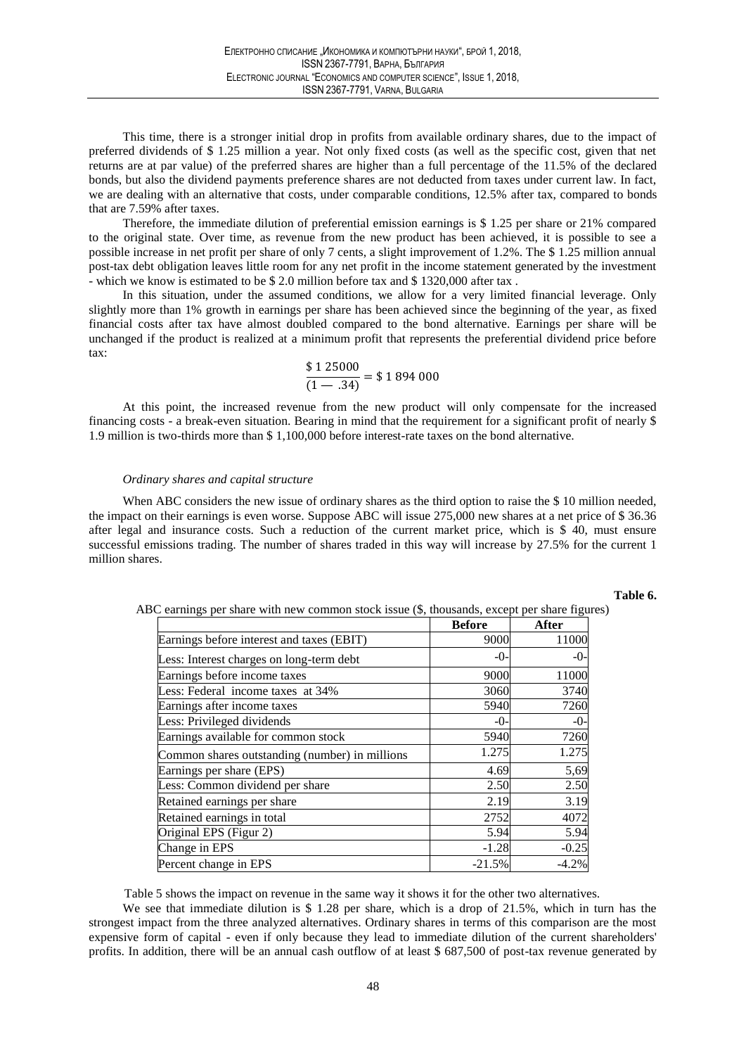This time, there is a stronger initial drop in profits from available ordinary shares, due to the impact of preferred dividends of \$ 1.25 million a year. Not only fixed costs (as well as the specific cost, given that net returns are at par value) of the preferred shares are higher than a full percentage of the 11.5% of the declared bonds, but also the dividend payments preference shares are not deducted from taxes under current law. In fact, we are dealing with an alternative that costs, under comparable conditions, 12.5% after tax, compared to bonds that are 7.59% after taxes.

Therefore, the immediate dilution of preferential emission earnings is \$ 1.25 per share or 21% compared to the original state. Over time, as revenue from the new product has been achieved, it is possible to see a possible increase in net profit per share of only 7 cents, a slight improvement of 1.2%. The \$ 1.25 million annual post-tax debt obligation leaves little room for any net profit in the income statement generated by the investment - which we know is estimated to be \$ 2.0 million before tax and \$ 1320,000 after tax .

In this situation, under the assumed conditions, we allow for a very limited financial leverage. Only slightly more than 1% growth in earnings per share has been achieved since the beginning of the year, as fixed financial costs after tax have almost doubled compared to the bond alternative. Earnings per share will be unchanged if the product is realized at a minimum profit that represents the preferential dividend price before tax:

$$\frac{\$\ 1\ 25000}{(1 - .34)} = \$\ 1\ 894\ 000$$

At this point, the increased revenue from the new product will only compensate for the increased financing costs - a break-even situation. Bearing in mind that the requirement for a significant profit of nearly \$ 1.9 million is two-thirds more than \$ 1,100,000 before interest-rate taxes on the bond alternative.

*Ordinary shares and capital structure*

When ABC considers the new issue of ordinary shares as the third option to raise the \$ 10 million needed, the impact on their earnings is even worse. Suppose ABC will issue 275,000 new shares at a net price of \$ 36.36 after legal and insurance costs. Such a reduction of the current market price, which is \$ 40, must ensure successful emissions trading. The number of shares traded in this way will increase by 27.5% for the current 1 million shares.

**Table 6.**

ABC earnings per share with new common stock issue (\$, thousands, except per share figures)

| | **Before** | **After** |
|---|---|---|
| Earnings before interest and taxes (EBIT) | 9000 | 11000 |
| Less: Interest charges on long-term debt | -0- | -0- |
| Earnings before income taxes | 9000 | 11000 |
| Less: Federal income taxes at 34% | 3060 | 3740 |
| Earnings after income taxes | 5940 | 7260 |
| Less: Privileged dividends | -0- | -0- |
| Earnings available for common stock | 5940 | 7260 |
| Common shares outstanding (number) in millions | 1.275 | 1.275 |
| Earnings per share (EPS) | 4.69 | 5,69 |
| Less: Common dividend per share | 2.50 | 2.50 |
| Retained earnings per share | 2.19 | 3.19 |
| Retained earnings in total | 2752 | 4072 |
| Original EPS (Figur 2) | 5.94 | 5.94 |
| Change in EPS | -1.28 | -0.25 |
| Percent change in EPS | -21.5% | -4.2% |

Table 5 shows the impact on revenue in the same way it shows it for the other two alternatives.

We see that immediate dilution is \$ 1.28 per share, which is a drop of 21.5%, which in turn has the strongest impact from the three analyzed alternatives. Ordinary shares in terms of this comparison are the most expensive form of capital - even if only because they lead to immediate dilution of the current shareholders' profits. In addition, there will be an annual cash outflow of at least \$ 687,500 of post-tax revenue generated by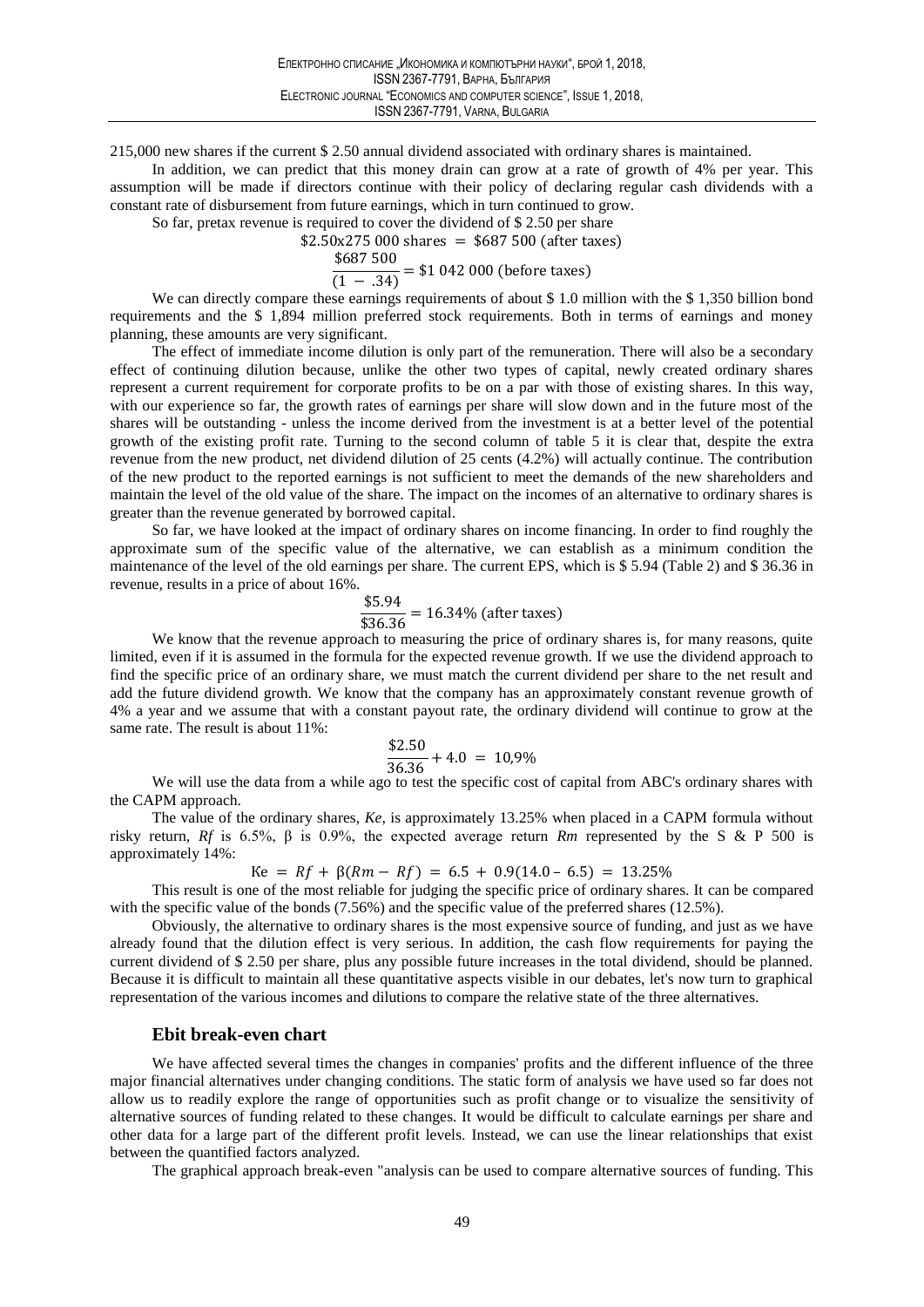215,000 new shares if the current $ 2.50 annual dividend associated with ordinary shares is maintained.

In addition, we can predict that this money drain can grow at a rate of growth of 4% per year. This assumption will be made if directors continue with their policy of declaring regular cash dividends with a constant rate of disbursement from future earnings, which in turn continued to grow.

So far, pretax revenue is required to cover the dividend of $ 2.50 per share

$$\$2.50\text{x}275\ 000 \text{ shares } = \ \$687\ 500 \text{ (after taxes)}$$

$$\frac{\$687\ 500}{(1\ -\ .34)} = \$1\ 042\ 000 \text{ (before taxes)}$$

We can directly compare these earnings requirements of about $ 1.0 million with the $ 1,350 billion bond requirements and the $ 1,894 million preferred stock requirements. Both in terms of earnings and money planning, these amounts are very significant.

The effect of immediate income dilution is only part of the remuneration. There will also be a secondary effect of continuing dilution because, unlike the other two types of capital, newly created ordinary shares represent a current requirement for corporate profits to be on a par with those of existing shares. In this way, with our experience so far, the growth rates of earnings per share will slow down and in the future most of the shares will be outstanding - unless the income derived from the investment is at a better level of the potential growth of the existing profit rate. Turning to the second column of table 5 it is clear that, despite the extra revenue from the new product, net dividend dilution of 25 cents (4.2%) will actually continue. The contribution of the new product to the reported earnings is not sufficient to meet the demands of the new shareholders and maintain the level of the old value of the share. The impact on the incomes of an alternative to ordinary shares is greater than the revenue generated by borrowed capital.

So far, we have looked at the impact of ordinary shares on income financing. In order to find roughly the approximate sum of the specific value of the alternative, we can establish as a minimum condition the maintenance of the level of the old earnings per share. The current EPS, which is $ 5.94 (Table 2) and $ 36.36 in revenue, results in a price of about 16%.

$$\frac{\$5.94}{\$36.36} = 16.34\% \text{ (after taxes)}$$

We know that the revenue approach to measuring the price of ordinary shares is, for many reasons, quite limited, even if it is assumed in the formula for the expected revenue growth. If we use the dividend approach to find the specific price of an ordinary share, we must match the current dividend per share to the net result and add the future dividend growth. We know that the company has an approximately constant revenue growth of 4% a year and we assume that with a constant payout rate, the ordinary dividend will continue to grow at the same rate. The result is about 11%:

$$\frac{\$2.50}{36.36} + 4.0\ =\ 10{,}9\%$$

We will use the data from a while ago to test the specific cost of capital from ABC's ordinary shares with the CAPM approach.

The value of the ordinary shares, *Ke*, is approximately 13.25% when placed in a CAPM formula without risky return, *Rf* is 6.5%, β is 0.9%, the expected average return *Rm* represented by the S & P 500 is approximately 14%:

$$\text{Ke}\ =\ Rf\ +\ \beta(Rm - Rf)\ =\ 6.5\ +\ 0.9(14.0 - 6.5)\ =\ 13.25\%$$

This result is one of the most reliable for judging the specific price of ordinary shares. It can be compared with the specific value of the bonds (7.56%) and the specific value of the preferred shares (12.5%).

Obviously, the alternative to ordinary shares is the most expensive source of funding, and just as we have already found that the dilution effect is very serious. In addition, the cash flow requirements for paying the current dividend of $ 2.50 per share, plus any possible future increases in the total dividend, should be planned. Because it is difficult to maintain all these quantitative aspects visible in our debates, let's now turn to graphical representation of the various incomes and dilutions to compare the relative state of the three alternatives.

### Ebit break-even chart

We have affected several times the changes in companies' profits and the different influence of the three major financial alternatives under changing conditions. The static form of analysis we have used so far does not allow us to readily explore the range of opportunities such as profit change or to visualize the sensitivity of alternative sources of funding related to these changes. It would be difficult to calculate earnings per share and other data for a large part of the different profit levels. Instead, we can use the linear relationships that exist between the quantified factors analyzed.

The graphical approach break-even "analysis can be used to compare alternative sources of funding. This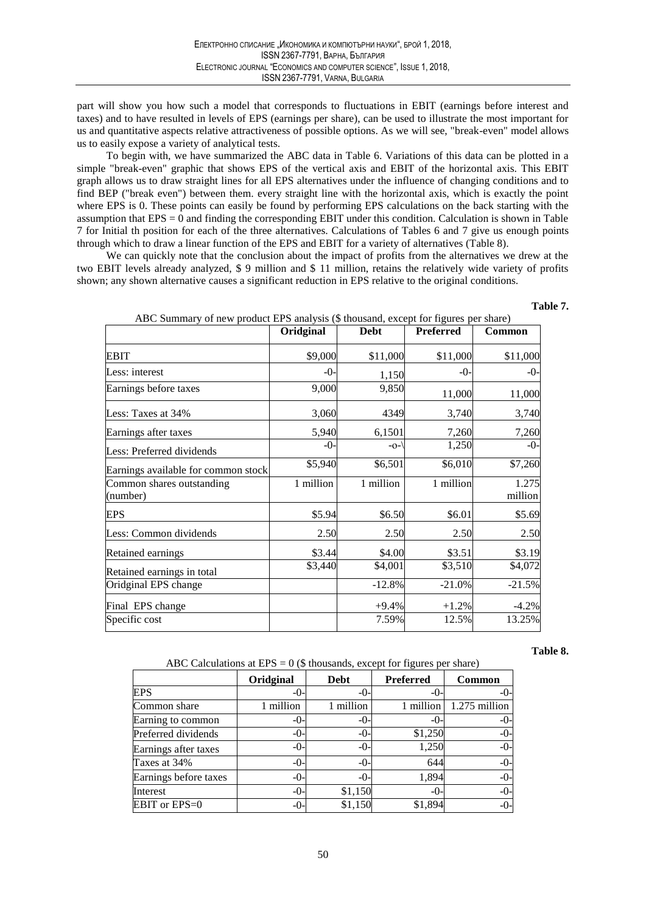part will show you how such a model that corresponds to fluctuations in EBIT (earnings before interest and taxes) and to have resulted in levels of EPS (earnings per share), can be used to illustrate the most important for us and quantitative aspects relative attractiveness of possible options. As we will see, "break-even" model allows us to easily expose a variety of analytical tests.

To begin with, we have summarized the ABC data in Table 6. Variations of this data can be plotted in a simple "break-even" graphic that shows EPS of the vertical axis and EBIT of the horizontal axis. This EBIT graph allows us to draw straight lines for all EPS alternatives under the influence of changing conditions and to find BEP ("break even") between them. every straight line with the horizontal axis, which is exactly the point where EPS is 0. These points can easily be found by performing EPS calculations on the back starting with the assumption that EPS = 0 and finding the corresponding EBIT under this condition. Calculation is shown in Table 7 for Initial th position for each of the three alternatives. Calculations of Tables 6 and 7 give us enough points through which to draw a linear function of the EPS and EBIT for a variety of alternatives (Table 8).

We can quickly note that the conclusion about the impact of profits from the alternatives we drew at the two EBIT levels already analyzed, \$ 9 million and \$ 11 million, retains the relatively wide variety of profits shown; any shown alternative causes a significant reduction in EPS relative to the original conditions.

**Table 7.**

ABC Summary of new product EPS analysis (\$ thousand, except for figures per share)

| | Oridginal | Debt | Preferred | Common |
|---|---|---|---|---|
| EBIT | \$9,000 | \$11,000 | \$11,000 | \$11,000 |
| Less: interest | -0- | 1,150 | -0- | -0- |
| Earnings before taxes | 9,000 | 9,850 | 11,000 | 11,000 |
| Less: Taxes at 34% | 3,060 | 4349 | 3,740 | 3,740 |
| Earnings after taxes | 5,940 | 6,1501 | 7,260 | 7,260 |
| Less: Preferred dividends | -0- | -o-\ | 1,250 | -0- |
| Earnings available for common stock | \$5,940 | \$6,501 | \$6,010 | \$7,260 |
| Common shares outstanding (number) | 1 million | 1 million | 1 million | 1.275 million |
| EPS | \$5.94 | \$6.50 | \$6.01 | \$5.69 |
| Less: Common dividends | 2.50 | 2.50 | 2.50 | 2.50 |
| Retained earnings | \$3.44 | \$4.00 | \$3.51 | \$3.19 |
| Retained earnings in total | \$3,440 | \$4,001 | \$3,510 | \$4,072 |
| Oridginal EPS change | | -12.8% | -21.0% | -21.5% |
| Final EPS change | | +9.4% | +1.2% | -4.2% |
| Specific cost | | 7.59% | 12.5% | 13.25% |

**Table 8.**

ABC Calculations at EPS = 0 (\$ thousands, except for figures per share)

| | Oridginal | Debt | Preferred | Common |
|---|---|---|---|---|
| EPS | -0- | -0- | -0- | -0- |
| Common share | 1 million | 1 million | 1 million | 1.275 million |
| Earning to common | -0- | -0- | -0- | -0- |
| Preferred dividends | -0- | -0- | \$1,250 | -0- |
| Earnings after taxes | -0- | -0- | 1,250 | -0- |
| Taxes at 34% | -0- | -0- | 644 | -0- |
| Earnings before taxes | -0- | -0- | 1,894 | -0- |
| Interest | -0- | \$1,150 | -0- | -0- |
| EBIT or EPS=0 | -0- | \$1,150 | \$1,894 | -0- |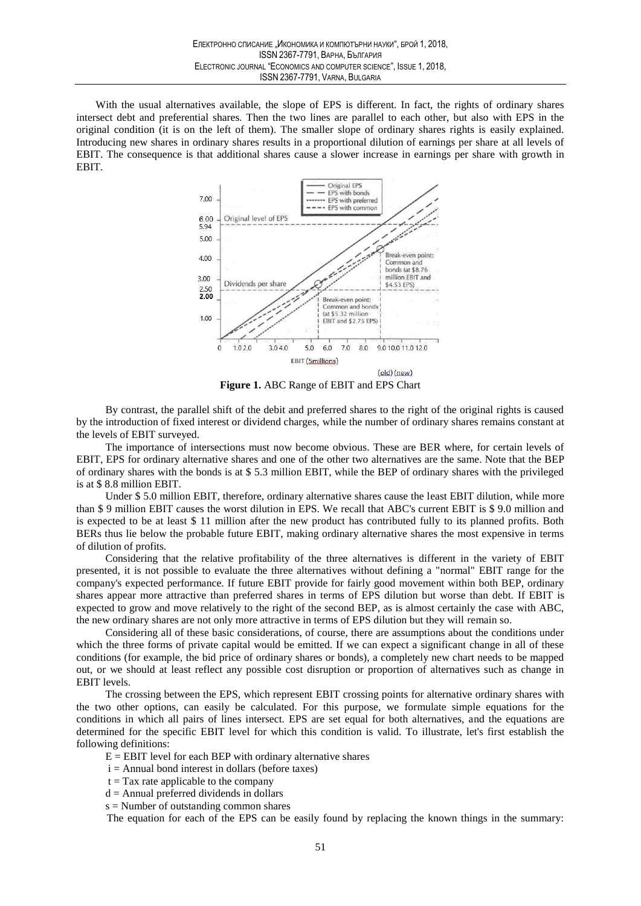With the usual alternatives available, the slope of EPS is different. In fact, the rights of ordinary shares intersect debt and preferential shares. Then the two lines are parallel to each other, but also with EPS in the original condition (it is on the left of them). The smaller slope of ordinary shares rights is easily explained. Introducing new shares in ordinary shares results in a proportional dilution of earnings per share at all levels of EBIT. The consequence is that additional shares cause a slower increase in earnings per share with growth in EBIT.

**Figure 1.** ABC Range of EBIT and EPS Chart

By contrast, the parallel shift of the debit and preferred shares to the right of the original rights is caused by the introduction of fixed interest or dividend charges, while the number of ordinary shares remains constant at the levels of EBIT surveyed.

The importance of intersections must now become obvious. These are BER where, for certain levels of EBIT, EPS for ordinary alternative shares and one of the other two alternatives are the same. Note that the BEP of ordinary shares with the bonds is at $ 5.3 million EBIT, while the BEP of ordinary shares with the privileged is at $ 8.8 million EBIT.

Under $ 5.0 million EBIT, therefore, ordinary alternative shares cause the least EBIT dilution, while more than $ 9 million EBIT causes the worst dilution in EPS. We recall that ABC's current EBIT is $ 9.0 million and is expected to be at least $ 11 million after the new product has contributed fully to its planned profits. Both BERs thus lie below the probable future EBIT, making ordinary alternative shares the most expensive in terms of dilution of profits.

Considering that the relative profitability of the three alternatives is different in the variety of EBIT presented, it is not possible to evaluate the three alternatives without defining a "normal" EBIT range for the company's expected performance. If future EBIT provide for fairly good movement within both BEP, ordinary shares appear more attractive than preferred shares in terms of EPS dilution but worse than debt. If EBIT is expected to grow and move relatively to the right of the second BEP, as is almost certainly the case with ABC, the new ordinary shares are not only more attractive in terms of EPS dilution but they will remain so.

Considering all of these basic considerations, of course, there are assumptions about the conditions under which the three forms of private capital would be emitted. If we can expect a significant change in all of these conditions (for example, the bid price of ordinary shares or bonds), a completely new chart needs to be mapped out, or we should at least reflect any possible cost disruption or proportion of alternatives such as change in EBIT levels.

The crossing between the EPS, which represent EBIT crossing points for alternative ordinary shares with the two other options, can easily be calculated. For this purpose, we formulate simple equations for the conditions in which all pairs of lines intersect. EPS are set equal for both alternatives, and the equations are determined for the specific EBIT level for which this condition is valid. To illustrate, let's first establish the following definitions:

$E$ = EBIT level for each BEP with ordinary alternative shares

$i$ = Annual bond interest in dollars (before taxes)

$t$ = Tax rate applicable to the company

$d$ = Annual preferred dividends in dollars

$s$ = Number of outstanding common shares

The equation for each of the EPS can be easily found by replacing the known things in the summary: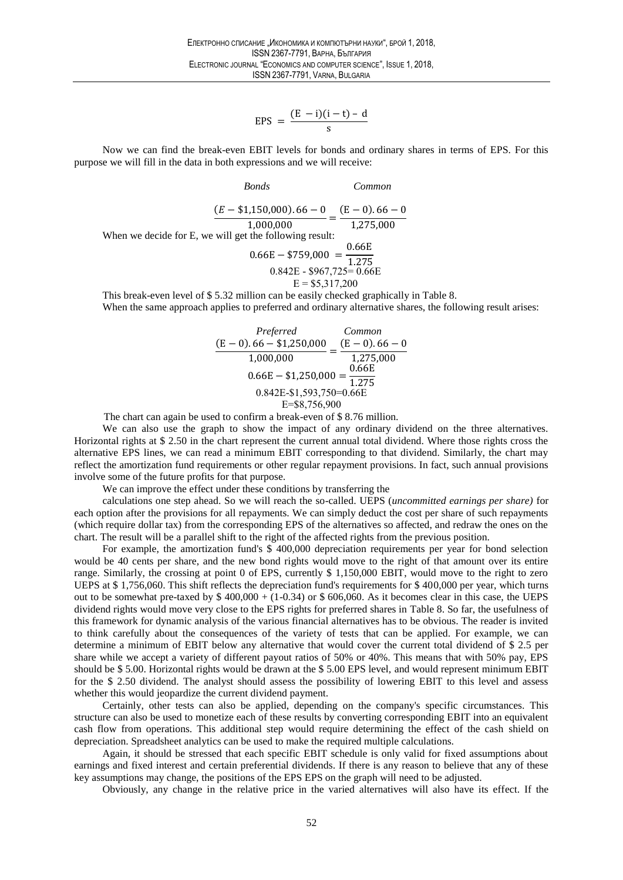$$\text{EPS} = \frac{(\text{E} - \text{i})(\text{i} - \text{t}) - \text{d}}{\text{s}}$$

Now we can find the break-even EBIT levels for bonds and ordinary shares in terms of EPS. For this purpose we will fill in the data in both expressions and we will receive:

$$\begin{array}{cc} \textit{Bonds} & \textit{Common} \end{array}$$

$$\frac{(E - \$1{,}150{,}000).66 - 0}{1{,}000{,}000} = \frac{(\text{E} - 0).66 - 0}{1{,}275{,}000}$$

When we decide for E, we will get the following result:

$$0.66\text{E} - \$759{,}000 = \frac{0.66\text{E}}{1.275}$$

$$0.842\text{E} - \$967{,}725 = 0.66\text{E}$$

$$\text{E} = \$5{,}317{,}200$$

This break-even level of $ 5.32 million can be easily checked graphically in Table 8.

When the same approach applies to preferred and ordinary alternative shares, the following result arises:

$$\begin{array}{cc} \textit{Preferred} & \textit{Common} \end{array}$$

$$\frac{(\text{E} - 0).66 - \$1{,}250{,}000}{1{,}000{,}000} = \frac{(\text{E} - 0).66 - 0}{1{,}275{,}000}$$

$$0.66\text{E} - \$1{,}250{,}000 = \frac{0.66\text{E}}{1.275}$$

$$0.842\text{E} - \$1{,}593{,}750 = 0.66\text{E}$$

$$\text{E} = \$8{,}756{,}900$$

The chart can again be used to confirm a break-even of $ 8.76 million.

We can also use the graph to show the impact of any ordinary dividend on the three alternatives. Horizontal rights at $ 2.50 in the chart represent the current annual total dividend. Where those rights cross the alternative EPS lines, we can read a minimum EBIT corresponding to that dividend. Similarly, the chart may reflect the amortization fund requirements or other regular repayment provisions. In fact, such annual provisions involve some of the future profits for that purpose.

We can improve the effect under these conditions by transferring the

calculations one step ahead. So we will reach the so-called. UEPS (*uncommitted earnings per share)* for each option after the provisions for all repayments. We can simply deduct the cost per share of such repayments (which require dollar tax) from the corresponding EPS of the alternatives so affected, and redraw the ones on the chart. The result will be a parallel shift to the right of the affected rights from the previous position.

For example, the amortization fund's $ 400,000 depreciation requirements per year for bond selection would be 40 cents per share, and the new bond rights would move to the right of that amount over its entire range. Similarly, the crossing at point 0 of EPS, currently $ 1,150,000 EBIT, would move to the right to zero UEPS at $ 1,756,060. This shift reflects the depreciation fund's requirements for $ 400,000 per year, which turns out to be somewhat pre-taxed by $ 400,000 + (1-0.34) or $ 606,060. As it becomes clear in this case, the UEPS dividend rights would move very close to the EPS rights for preferred shares in Table 8. So far, the usefulness of this framework for dynamic analysis of the various financial alternatives has to be obvious. The reader is invited to think carefully about the consequences of the variety of tests that can be applied. For example, we can determine a minimum of EBIT below any alternative that would cover the current total dividend of $ 2.5 per share while we accept a variety of different payout ratios of 50% or 40%. This means that with 50% pay, EPS should be $ 5.00. Horizontal rights would be drawn at the $ 5.00 EPS level, and would represent minimum EBIT for the $ 2.50 dividend. The analyst should assess the possibility of lowering EBIT to this level and assess whether this would jeopardize the current dividend payment.

Certainly, other tests can also be applied, depending on the company's specific circumstances. This structure can also be used to monetize each of these results by converting corresponding EBIT into an equivalent cash flow from operations. This additional step would require determining the effect of the cash shield on depreciation. Spreadsheet analytics can be used to make the required multiple calculations.

Again, it should be stressed that each specific EBIT schedule is only valid for fixed assumptions about earnings and fixed interest and certain preferential dividends. If there is any reason to believe that any of these key assumptions may change, the positions of the EPS EPS on the graph will need to be adjusted.

Obviously, any change in the relative price in the varied alternatives will also have its effect. If the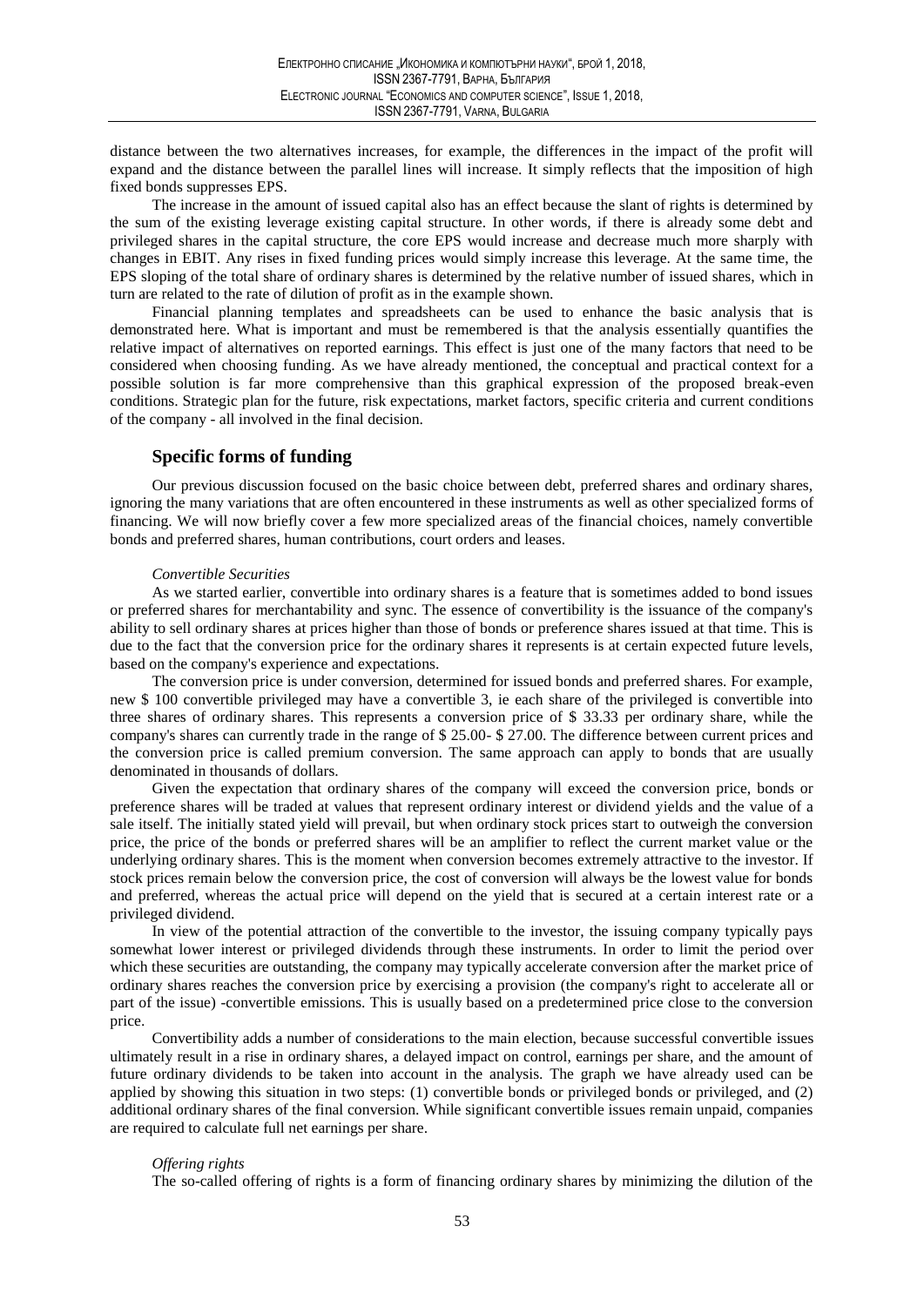distance between the two alternatives increases, for example, the differences in the impact of the profit will expand and the distance between the parallel lines will increase. It simply reflects that the imposition of high fixed bonds suppresses EPS.

The increase in the amount of issued capital also has an effect because the slant of rights is determined by the sum of the existing leverage existing capital structure. In other words, if there is already some debt and privileged shares in the capital structure, the core EPS would increase and decrease much more sharply with changes in EBIT. Any rises in fixed funding prices would simply increase this leverage. At the same time, the EPS sloping of the total share of ordinary shares is determined by the relative number of issued shares, which in turn are related to the rate of dilution of profit as in the example shown.

Financial planning templates and spreadsheets can be used to enhance the basic analysis that is demonstrated here. What is important and must be remembered is that the analysis essentially quantifies the relative impact of alternatives on reported earnings. This effect is just one of the many factors that need to be considered when choosing funding. As we have already mentioned, the conceptual and practical context for a possible solution is far more comprehensive than this graphical expression of the proposed break-even conditions. Strategic plan for the future, risk expectations, market factors, specific criteria and current conditions of the company - all involved in the final decision.

## Specific forms of funding

Our previous discussion focused on the basic choice between debt, preferred shares and ordinary shares, ignoring the many variations that are often encountered in these instruments as well as other specialized forms of financing. We will now briefly cover a few more specialized areas of the financial choices, namely convertible bonds and preferred shares, human contributions, court orders and leases.

*Convertible Securities*

As we started earlier, convertible into ordinary shares is a feature that is sometimes added to bond issues or preferred shares for merchantability and sync. The essence of convertibility is the issuance of the company's ability to sell ordinary shares at prices higher than those of bonds or preference shares issued at that time. This is due to the fact that the conversion price for the ordinary shares it represents is at certain expected future levels, based on the company's experience and expectations.

The conversion price is under conversion, determined for issued bonds and preferred shares. For example, new $ 100 convertible privileged may have a convertible 3, ie each share of the privileged is convertible into three shares of ordinary shares. This represents a conversion price of $ 33.33 per ordinary share, while the company's shares can currently trade in the range of $ 25.00- $ 27.00. The difference between current prices and the conversion price is called premium conversion. The same approach can apply to bonds that are usually denominated in thousands of dollars.

Given the expectation that ordinary shares of the company will exceed the conversion price, bonds or preference shares will be traded at values that represent ordinary interest or dividend yields and the value of a sale itself. The initially stated yield will prevail, but when ordinary stock prices start to outweigh the conversion price, the price of the bonds or preferred shares will be an amplifier to reflect the current market value or the underlying ordinary shares. This is the moment when conversion becomes extremely attractive to the investor. If stock prices remain below the conversion price, the cost of conversion will always be the lowest value for bonds and preferred, whereas the actual price will depend on the yield that is secured at a certain interest rate or a privileged dividend.

In view of the potential attraction of the convertible to the investor, the issuing company typically pays somewhat lower interest or privileged dividends through these instruments. In order to limit the period over which these securities are outstanding, the company may typically accelerate conversion after the market price of ordinary shares reaches the conversion price by exercising a provision (the company's right to accelerate all or part of the issue) -convertible emissions. This is usually based on a predetermined price close to the conversion price.

Convertibility adds a number of considerations to the main election, because successful convertible issues ultimately result in a rise in ordinary shares, a delayed impact on control, earnings per share, and the amount of future ordinary dividends to be taken into account in the analysis. The graph we have already used can be applied by showing this situation in two steps: (1) convertible bonds or privileged bonds or privileged, and (2) additional ordinary shares of the final conversion. While significant convertible issues remain unpaid, companies are required to calculate full net earnings per share.

*Offering rights*

The so-called offering of rights is a form of financing ordinary shares by minimizing the dilution of the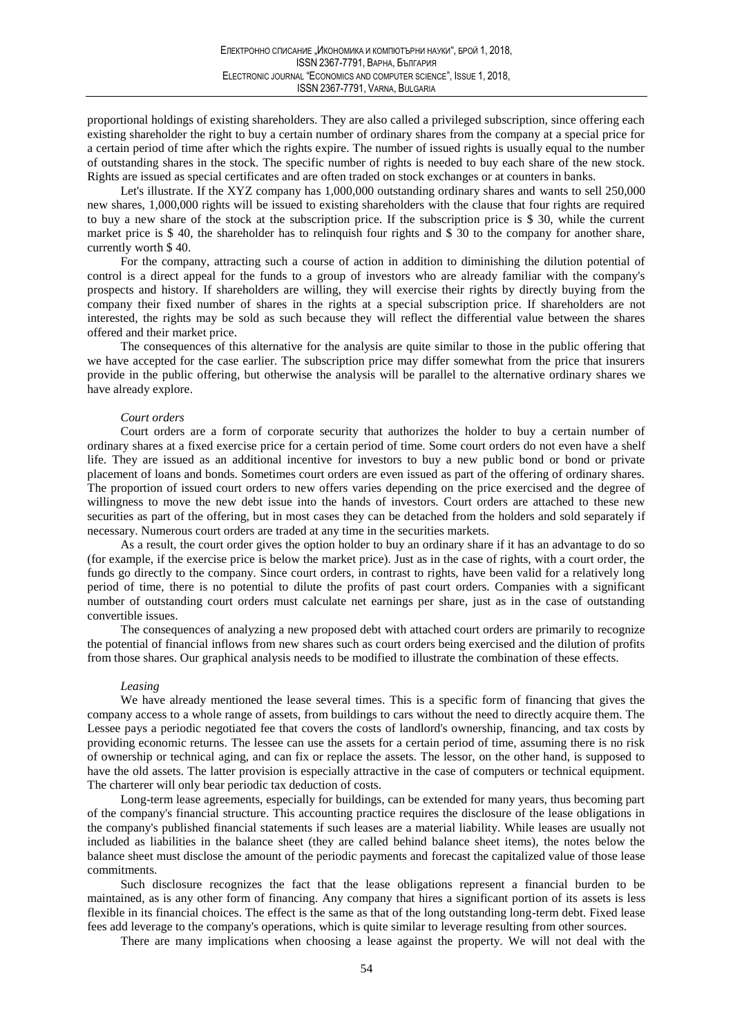proportional holdings of existing shareholders. They are also called a privileged subscription, since offering each existing shareholder the right to buy a certain number of ordinary shares from the company at a special price for a certain period of time after which the rights expire. The number of issued rights is usually equal to the number of outstanding shares in the stock. The specific number of rights is needed to buy each share of the new stock. Rights are issued as special certificates and are often traded on stock exchanges or at counters in banks.

Let's illustrate. If the XYZ company has 1,000,000 outstanding ordinary shares and wants to sell 250,000 new shares, 1,000,000 rights will be issued to existing shareholders with the clause that four rights are required to buy a new share of the stock at the subscription price. If the subscription price is $ 30, while the current market price is $ 40, the shareholder has to relinquish four rights and $ 30 to the company for another share, currently worth $ 40.

For the company, attracting such a course of action in addition to diminishing the dilution potential of control is a direct appeal for the funds to a group of investors who are already familiar with the company's prospects and history. If shareholders are willing, they will exercise their rights by directly buying from the company their fixed number of shares in the rights at a special subscription price. If shareholders are not interested, the rights may be sold as such because they will reflect the differential value between the shares offered and their market price.

The consequences of this alternative for the analysis are quite similar to those in the public offering that we have accepted for the case earlier. The subscription price may differ somewhat from the price that insurers provide in the public offering, but otherwise the analysis will be parallel to the alternative ordinary shares we have already explore.

*Court orders*

Court orders are a form of corporate security that authorizes the holder to buy a certain number of ordinary shares at a fixed exercise price for a certain period of time. Some court orders do not even have a shelf life. They are issued as an additional incentive for investors to buy a new public bond or bond or private placement of loans and bonds. Sometimes court orders are even issued as part of the offering of ordinary shares. The proportion of issued court orders to new offers varies depending on the price exercised and the degree of willingness to move the new debt issue into the hands of investors. Court orders are attached to these new securities as part of the offering, but in most cases they can be detached from the holders and sold separately if necessary. Numerous court orders are traded at any time in the securities markets.

As a result, the court order gives the option holder to buy an ordinary share if it has an advantage to do so (for example, if the exercise price is below the market price). Just as in the case of rights, with a court order, the funds go directly to the company. Since court orders, in contrast to rights, have been valid for a relatively long period of time, there is no potential to dilute the profits of past court orders. Companies with a significant number of outstanding court orders must calculate net earnings per share, just as in the case of outstanding convertible issues.

The consequences of analyzing a new proposed debt with attached court orders are primarily to recognize the potential of financial inflows from new shares such as court orders being exercised and the dilution of profits from those shares. Our graphical analysis needs to be modified to illustrate the combination of these effects.

*Leasing*

We have already mentioned the lease several times. This is a specific form of financing that gives the company access to a whole range of assets, from buildings to cars without the need to directly acquire them. The Lessee pays a periodic negotiated fee that covers the costs of landlord's ownership, financing, and tax costs by providing economic returns. The lessee can use the assets for a certain period of time, assuming there is no risk of ownership or technical aging, and can fix or replace the assets. The lessor, on the other hand, is supposed to have the old assets. The latter provision is especially attractive in the case of computers or technical equipment. The charterer will only bear periodic tax deduction of costs.

Long-term lease agreements, especially for buildings, can be extended for many years, thus becoming part of the company's financial structure. This accounting practice requires the disclosure of the lease obligations in the company's published financial statements if such leases are a material liability. While leases are usually not included as liabilities in the balance sheet (they are called behind balance sheet items), the notes below the balance sheet must disclose the amount of the periodic payments and forecast the capitalized value of those lease commitments.

Such disclosure recognizes the fact that the lease obligations represent a financial burden to be maintained, as is any other form of financing. Any company that hires a significant portion of its assets is less flexible in its financial choices. The effect is the same as that of the long outstanding long-term debt. Fixed lease fees add leverage to the company's operations, which is quite similar to leverage resulting from other sources.

There are many implications when choosing a lease against the property. We will not deal with the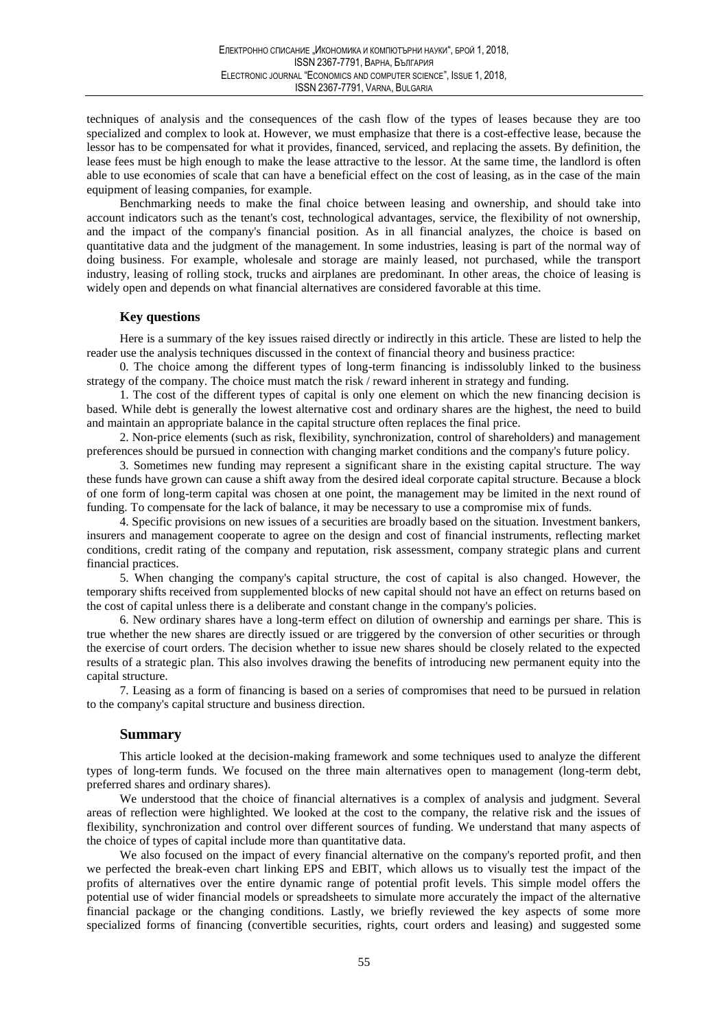techniques of analysis and the consequences of the cash flow of the types of leases because they are too specialized and complex to look at. However, we must emphasize that there is a cost-effective lease, because the lessor has to be compensated for what it provides, financed, serviced, and replacing the assets. By definition, the lease fees must be high enough to make the lease attractive to the lessor. At the same time, the landlord is often able to use economies of scale that can have a beneficial effect on the cost of leasing, as in the case of the main equipment of leasing companies, for example.

Benchmarking needs to make the final choice between leasing and ownership, and should take into account indicators such as the tenant's cost, technological advantages, service, the flexibility of not ownership, and the impact of the company's financial position. As in all financial analyzes, the choice is based on quantitative data and the judgment of the management. In some industries, leasing is part of the normal way of doing business. For example, wholesale and storage are mainly leased, not purchased, while the transport industry, leasing of rolling stock, trucks and airplanes are predominant. In other areas, the choice of leasing is widely open and depends on what financial alternatives are considered favorable at this time.

### Key questions

Here is a summary of the key issues raised directly or indirectly in this article. These are listed to help the reader use the analysis techniques discussed in the context of financial theory and business practice:

0. The choice among the different types of long-term financing is indissolubly linked to the business strategy of the company. The choice must match the risk / reward inherent in strategy and funding.

1. The cost of the different types of capital is only one element on which the new financing decision is based. While debt is generally the lowest alternative cost and ordinary shares are the highest, the need to build and maintain an appropriate balance in the capital structure often replaces the final price.

2. Non-price elements (such as risk, flexibility, synchronization, control of shareholders) and management preferences should be pursued in connection with changing market conditions and the company's future policy.

3. Sometimes new funding may represent a significant share in the existing capital structure. The way these funds have grown can cause a shift away from the desired ideal corporate capital structure. Because a block of one form of long-term capital was chosen at one point, the management may be limited in the next round of funding. To compensate for the lack of balance, it may be necessary to use a compromise mix of funds.

4. Specific provisions on new issues of a securities are broadly based on the situation. Investment bankers, insurers and management cooperate to agree on the design and cost of financial instruments, reflecting market conditions, credit rating of the company and reputation, risk assessment, company strategic plans and current financial practices.

5. When changing the company's capital structure, the cost of capital is also changed. However, the temporary shifts received from supplemented blocks of new capital should not have an effect on returns based on the cost of capital unless there is a deliberate and constant change in the company's policies.

6. New ordinary shares have a long-term effect on dilution of ownership and earnings per share. This is true whether the new shares are directly issued or are triggered by the conversion of other securities or through the exercise of court orders. The decision whether to issue new shares should be closely related to the expected results of a strategic plan. This also involves drawing the benefits of introducing new permanent equity into the capital structure.

7. Leasing as a form of financing is based on a series of compromises that need to be pursued in relation to the company's capital structure and business direction.

### Summary

This article looked at the decision-making framework and some techniques used to analyze the different types of long-term funds. We focused on the three main alternatives open to management (long-term debt, preferred shares and ordinary shares).

We understood that the choice of financial alternatives is a complex of analysis and judgment. Several areas of reflection were highlighted. We looked at the cost to the company, the relative risk and the issues of flexibility, synchronization and control over different sources of funding. We understand that many aspects of the choice of types of capital include more than quantitative data.

We also focused on the impact of every financial alternative on the company's reported profit, and then we perfected the break-even chart linking EPS and EBIT, which allows us to visually test the impact of the profits of alternatives over the entire dynamic range of potential profit levels. This simple model offers the potential use of wider financial models or spreadsheets to simulate more accurately the impact of the alternative financial package or the changing conditions. Lastly, we briefly reviewed the key aspects of some more specialized forms of financing (convertible securities, rights, court orders and leasing) and suggested some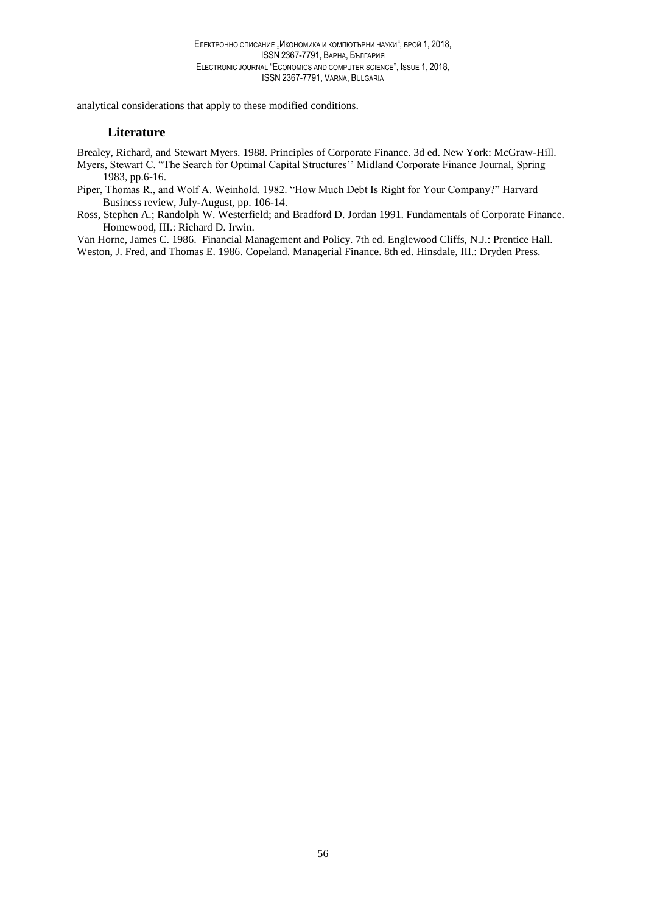analytical considerations that apply to these modified conditions.

## Literature

Brealey, Richard, and Stewart Myers. 1988. Principles of Corporate Finance. 3d ed. New York: McGraw-Hill.

Myers, Stewart C. "The Search for Optimal Capital Structures'' Midland Corporate Finance Journal, Spring 1983, pp.6-16.

Piper, Thomas R., and Wolf A. Weinhold. 1982. "How Much Debt Is Right for Your Company?" Harvard Business review, July-August, pp. 106-14.

Ross, Stephen A.; Randolph W. Westerfield; and Bradford D. Jordan 1991. Fundamentals of Corporate Finance. Homewood, III.: Richard D. Irwin.

Van Horne, James C. 1986. Financial Management and Policy. 7th ed. Englewood Cliffs, N.J.: Prentice Hall.

Weston, J. Fred, and Thomas E. 1986. Copeland. Managerial Finance. 8th ed. Hinsdale, III.: Dryden Press.